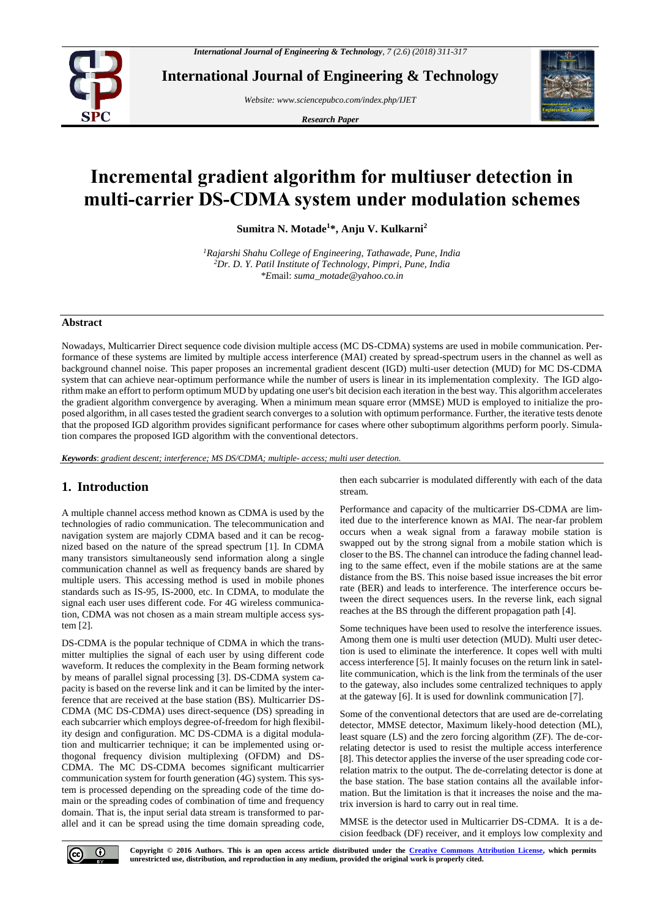# Incremental gradient algorithm for multiuser detection in multi-carrier DS-CDMA system under modulation schemes

**Sumitra N. Motade[1]*, Anju V. Kulkarni[2]**

[1]*Rajarshi Shahu College of Engineering, Tathawade, Pune, India*
[2]*Dr. D. Y. Patil Institute of Technology, Pimpri, Pune, India*
*Email: *suma_motade@yahoo.co.in*

## Abstract

Nowadays, Multicarrier Direct sequence code division multiple access (MC DS-CDMA) systems are used in mobile communication. Performance of these systems are limited by multiple access interference (MAI) created by spread-spectrum users in the channel as well as background channel noise. This paper proposes an incremental gradient descent (IGD) multi-user detection (MUD) for MC DS-CDMA system that can achieve near-optimum performance while the number of users is linear in its implementation complexity. The IGD algorithm make an effort to perform optimum MUD by updating one user's bit decision each iteration in the best way. This algorithm accelerates the gradient algorithm convergence by averaging. When a minimum mean square error (MMSE) MUD is employed to initialize the proposed algorithm, in all cases tested the gradient search converges to a solution with optimum performance. Further, the iterative tests denote that the proposed IGD algorithm provides significant performance for cases where other suboptimum algorithms perform poorly. Simulation compares the proposed IGD algorithm with the conventional detectors.

***Keywords***: *gradient descent; interference; MS DS/CDMA; multiple- access; multi user detection.*

## 1. Introduction

A multiple channel access method known as CDMA is used by the technologies of radio communication. The telecommunication and navigation system are majorly CDMA based and it can be recognized based on the nature of the spread spectrum [1]. In CDMA many transistors simultaneously send information along a single communication channel as well as frequency bands are shared by multiple users. This accessing method is used in mobile phones standards such as IS-95, IS-2000, etc. In CDMA, to modulate the signal each user uses different code. For 4G wireless communication, CDMA was not chosen as a main stream multiple access system [2].

DS-CDMA is the popular technique of CDMA in which the transmitter multiplies the signal of each user by using different code waveform. It reduces the complexity in the Beam forming network by means of parallel signal processing [3]. DS-CDMA system capacity is based on the reverse link and it can be limited by the interference that are received at the base station (BS). Multicarrier DS-CDMA (MC DS-CDMA) uses direct-sequence (DS) spreading in each subcarrier which employs degree-of-freedom for high flexibility design and configuration. MC DS-CDMA is a digital modulation and multicarrier technique; it can be implemented using orthogonal frequency division multiplexing (OFDM) and DS-CDMA. The MC DS-CDMA becomes significant multicarrier communication system for fourth generation (4G) system. This system is processed depending on the spreading code of the time domain or the spreading codes of combination of time and frequency domain. That is, the input serial data stream is transformed to parallel and it can be spread using the time domain spreading code, then each subcarrier is modulated differently with each of the data stream.

Performance and capacity of the multicarrier DS-CDMA are limited due to the interference known as MAI. The near-far problem occurs when a weak signal from a faraway mobile station is swapped out by the strong signal from a mobile station which is closer to the BS. The channel can introduce the fading channel leading to the same effect, even if the mobile stations are at the same distance from the BS. This noise based issue increases the bit error rate (BER) and leads to interference. The interference occurs between the direct sequences users. In the reverse link, each signal reaches at the BS through the different propagation path [4].

Some techniques have been used to resolve the interference issues. Among them one is multi user detection (MUD). Multi user detection is used to eliminate the interference. It copes well with multi access interference [5]. It mainly focuses on the return link in satellite communication, which is the link from the terminals of the user to the gateway, also includes some centralized techniques to apply at the gateway [6]. It is used for downlink communication [7].

Some of the conventional detectors that are used are de-correlating detector, MMSE detector, Maximum likely-hood detection (ML), least square (LS) and the zero forcing algorithm (ZF). The de-correlating detector is used to resist the multiple access interference [8]. This detector applies the inverse of the user spreading code correlation matrix to the output. The de-correlating detector is done at the base station. The base station contains all the available information. But the limitation is that it increases the noise and the matrix inversion is hard to carry out in real time.

MMSE is the detector used in Multicarrier DS-CDMA. It is a decision feedback (DF) receiver, and it employs low complexity and

**Copyright © 2016 Authors. This is an open access article distributed under the Creative Commons Attribution License, which permits unrestricted use, distribution, and reproduction in any medium, provided the original work is properly cited.**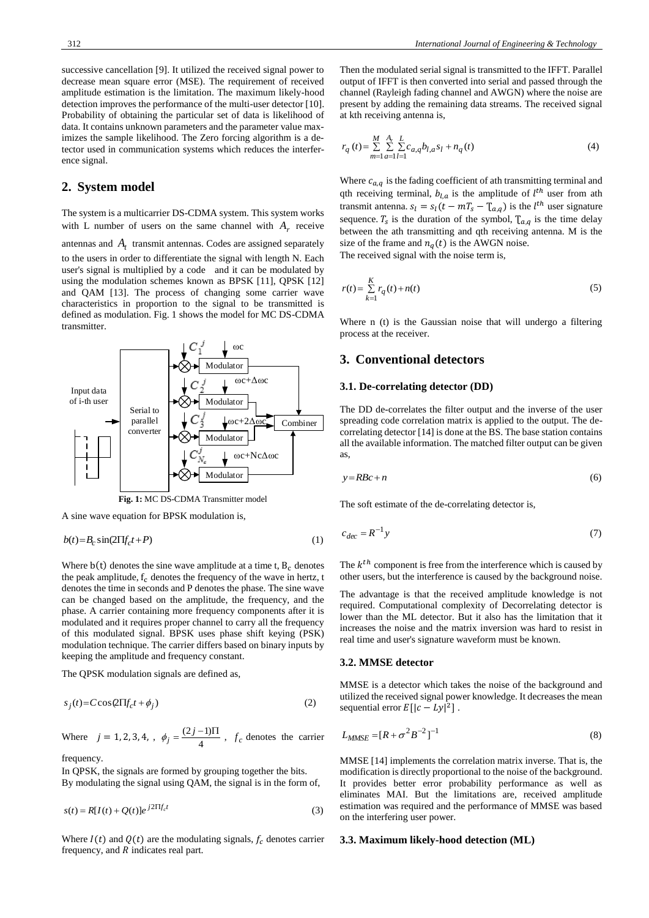successive cancellation [9]. It utilized the received signal power to decrease mean square error (MSE). The requirement of received amplitude estimation is the limitation. The maximum likely-hood detection improves the performance of the multi-user detector [10]. Probability of obtaining the particular set of data is likelihood of data. It contains unknown parameters and the parameter value maximizes the sample likelihood. The Zero forcing algorithm is a detector used in communication systems which reduces the interference signal.

## 2. System model

The system is a multicarrier DS-CDMA system. This system works with L number of users on the same channel with $A_r$ receive antennas and $A_t$ transmit antennas. Codes are assigned separately to the users in order to differentiate the signal with length N. Each user's signal is multiplied by a code and it can be modulated by using the modulation schemes known as BPSK [11], QPSK [12] and QAM [13]. The process of changing some carrier wave characteristics in proportion to the signal to be transmitted is defined as modulation. Fig. 1 shows the model for MC DS-CDMA transmitter.

**Fig. 1:** MC DS-CDMA Transmitter model

A sine wave equation for BPSK modulation is,

$$b(t)=B_c \sin(2\Pi f_c t+P) \tag{1}$$

Where $b(t)$ denotes the sine wave amplitude at a time t, $B_c$ denotes the peak amplitude, $f_c$ denotes the frequency of the wave in hertz, t denotes the time in seconds and P denotes the phase. The sine wave can be changed based on the amplitude, the frequency, and the phase. A carrier containing more frequency components after it is modulated and it requires proper channel to carry all the frequency of this modulated signal. BPSK uses phase shift keying (PSK) modulation technique. The carrier differs based on binary inputs by keeping the amplitude and frequency constant.

The QPSK modulation signals are defined as,

$$s_j(t)=C\cos(2\Pi f_c t+\phi_j) \tag{2}$$

Where $j = 1, 2, 3, 4,$ , $\phi_j = \frac{(2j-1)\Pi}{4}$ , $f_c$ denotes the carrier frequency.

In QPSK, the signals are formed by grouping together the bits.

By modulating the signal using QAM, the signal is in the form of,

$$s(t) = R[I(t)+Q(t)]e^{j2\Pi f_c t} \tag{3}$$

Where $I(t)$ and $Q(t)$ are the modulating signals, $f_c$ denotes carrier frequency, and $R$ indicates real part.

Then the modulated serial signal is transmitted to the IFFT. Parallel output of IFFT is then converted into serial and passed through the channel (Rayleigh fading channel and AWGN) where the noise are present by adding the remaining data streams. The received signal at kth receiving antenna is,

$$r_q(t)=\sum_{m=1}^{M}\sum_{a=1}^{A_t}\sum_{l=1}^{L} c_{a,q} b_{l,a} s_l + n_q(t) \tag{4}$$

Where $c_{a,q}$ is the fading coefficient of ath transmitting terminal and qth receiving terminal, $b_{l,a}$ is the amplitude of $l^{th}$ user from ath transmit antenna. $s_l = s_l(t - mT_s - \tau_{a,q})$ is the $l^{th}$ user signature sequence. $T_s$ is the duration of the symbol, $\tau_{a,q}$ is the time delay between the ath transmitting and qth receiving antenna. M is the size of the frame and $n_q(t)$ is the AWGN noise.

The received signal with the noise term is,

$$r(t)=\sum_{k=1}^{K} r_q(t)+n(t) \tag{5}$$

Where n (t) is the Gaussian noise that will undergo a filtering process at the receiver.

## 3. Conventional detectors

### 3.1. De-correlating detector (DD)

The DD de-correlates the filter output and the inverse of the user spreading code correlation matrix is applied to the output. The de-correlating detector [14] is done at the BS. The base station contains all the available information. The matched filter output can be given as,

$$y=RBc+n \tag{6}$$

The soft estimate of the de-correlating detector is,

$$c_{dec} = R^{-1}y \tag{7}$$

The $k^{th}$ component is free from the interference which is caused by other users, but the interference is caused by the background noise.

The advantage is that the received amplitude knowledge is not required. Computational complexity of Decorrelating detector is lower than the ML detector. But it also has the limitation that it increases the noise and the matrix inversion was hard to resist in real time and user's signature waveform must be known.

### 3.2. MMSE detector

MMSE is a detector which takes the noise of the background and utilized the received signal power knowledge. It decreases the mean sequential error $E[|c - Ly|^2]$ .

$$L_{MMSE} =[R+\sigma^2 B^{-2}]^{-1} \tag{8}$$

MMSE [14] implements the correlation matrix inverse. That is, the modification is directly proportional to the noise of the background. It provides better error probability performance as well as eliminates MAI. But the limitations are, received amplitude estimation was required and the performance of MMSE was based on the interfering user power.

### 3.3. Maximum likely-hood detection (ML)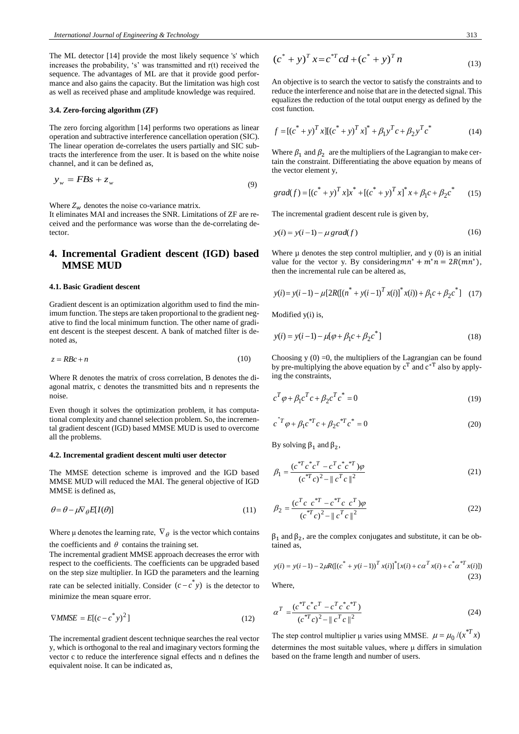The ML detector [14] provide the most likely sequence 's' which increases the probability, 's' was transmitted and r(t) received the sequence. The advantages of ML are that it provide good performance and also gains the capacity. But the limitation was high cost as well as received phase and amplitude knowledge was required.

### 3.4. Zero-forcing algorithm (ZF)

The zero forcing algorithm [14] performs two operations as linear operation and subtractive interference cancellation operation (SIC). The linear operation de-correlates the users partially and SIC subtracts the interference from the user. It is based on the white noise channel, and it can be defined as,

$$y_w = FBs + z_w \tag{9}$$

Where $Z_W$ denotes the noise co-variance matrix.

It eliminates MAI and increases the SNR. Limitations of ZF are received and the performance was worse than the de-correlating detector.

## 4. Incremental Gradient descent (IGD) based MMSE MUD

### 4.1. Basic Gradient descent

Gradient descent is an optimization algorithm used to find the minimum function. The steps are taken proportional to the gradient negative to find the local minimum function. The other name of gradient descent is the steepest descent. A bank of matched filter is denoted as,

$$z = RBc + n \tag{10}$$

Where R denotes the matrix of cross correlation, B denotes the diagonal matrix, c denotes the transmitted bits and n represents the noise.

Even though it solves the optimization problem, it has computational complexity and channel selection problem. So, the incremental gradient descent (IGD) based MMSE MUD is used to overcome all the problems.

### 4.2. Incremental gradient descent multi user detector

The MMSE detection scheme is improved and the IGD based MMSE MUD will reduced the MAI. The general objective of IGD MMSE is defined as,

$$\theta = \theta - \mu \nabla_\theta E[I(\theta)] \tag{11}$$

Where μ denotes the learning rate, $\nabla_\theta$ is the vector which contains the coefficients and $\theta$ contains the training set.

The incremental gradient MMSE approach decreases the error with respect to the coefficients. The coefficients can be upgraded based on the step size multiplier. In IGD the parameters and the learning rate can be selected initially. Consider $(c - c^* y)$ is the detector to minimize the mean square error.

$$\nabla MMSE = E[(c - c^* y)^2] \tag{12}$$

The incremental gradient descent technique searches the real vector y, which is orthogonal to the real and imaginary vectors forming the vector c to reduce the interference signal effects and n defines the equivalent noise. It can be indicated as,

$$(c^* + y)^T x = c^{*T} cd + (c^* + y)^T n \tag{13}$$

An objective is to search the vector to satisfy the constraints and to reduce the interference and noise that are in the detected signal. This equalizes the reduction of the total output energy as defined by the cost function.

$$f = [(c^* + y)^T x][(c^* + y)^T x]^* + \beta_1 y^T c + \beta_2 y^T c^* \tag{14}$$

Where $\beta_1$ and $\beta_2$ are the multipliers of the Lagrangian to make certain the constraint. Differentiating the above equation by means of the vector element y,

$$grad(f) = [(c^* + y)^T x]x^* + [(c^* + y)^T x]^* x + \beta_1 c + \beta_2 c^* \tag{15}$$

The incremental gradient descent rule is given by,

$$y(i) = y(i-1) - \mu \, grad(f) \tag{16}$$

Where μ denotes the step control multiplier, and y (0) is an initial value for the vector y. By considering $mn^* + m^* n = 2R(mn^*)$, then the incremental rule can be altered as,

$$y(i) = y(i-1) - \mu[2R([(n^* + y(i-1)^T x(i)]^* x(i)) + \beta_1 c + \beta_2 c^*] \tag{17}$$

Modified y(i) is,

$$y(i) = y(i-1) - \mu[\varphi + \beta_1 c + \beta_2 c^*] \tag{18}$$

Choosing y (0) =0, the multipliers of the Lagrangian can be found by pre-multiplying the above equation by $c^T$ and $c^{*T}$ also by applying the constraints,

$$c^T \varphi + \beta_1 c^T c + \beta_2 c^T c^* = 0 \tag{19}$$

$$c^{*T} \varphi + \beta_1 c^{*T} c + \beta_2 c^{*T} c^* = 0 \tag{20}$$

By solving $\beta_1$ and $\beta_2$,

$$\beta_1 = \frac{(c^{*T} c^* c^T - c^T c^* c^{*T})\varphi}{(c^{*T} c)^2 - \| c^T c \|^2} \tag{21}$$

$$\beta_2 = \frac{(c^T c \; c^{*T} - c^{*T} c \; c^T)\varphi}{(c^{*T} c)^2 - \| c^T c \|^2} \tag{22}$$

$\beta_1$ and $\beta_2$, are the complex conjugates and substitute, it can be obtained as,

$$y(i) = y(i-1) - 2\mu R([(c^* + y(i-1))^T x(i)]^* [x(i) + c\alpha^T x(i) + c^* \alpha^{*T} x(i)]) \tag{23}$$

Where,

$$\alpha^T = \frac{(c^{*T} c^* c^T - c^T c^* c^{*T})}{(c^{*T} c)^2 - \| c^T c \|^2} \tag{24}$$

The step control multiplier μ varies using MMSE. $\mu = \mu_0 / (x^{*T} x)$ determines the most suitable values, where μ differs in simulation based on the frame length and number of users.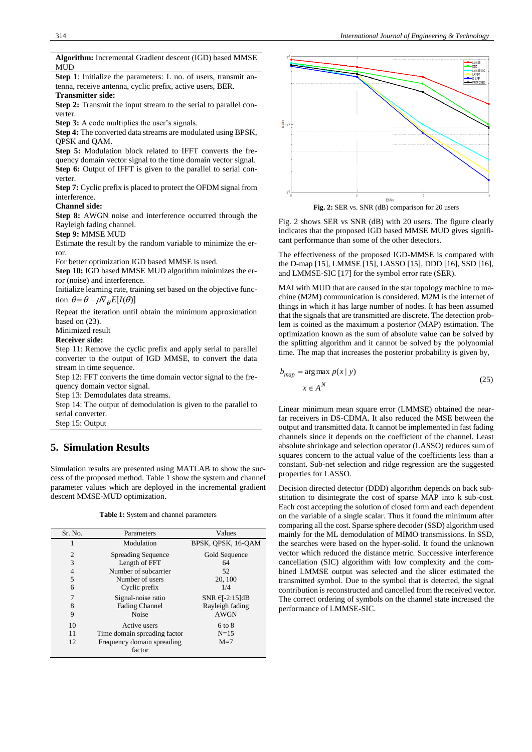**Algorithm:** Incremental Gradient descent (IGD) based MMSE MUD

**Step 1**: Initialize the parameters: L no. of users, transmit antenna, receive antenna, cyclic prefix, active users, BER.

**Transmitter side:**

**Step 2:** Transmit the input stream to the serial to parallel converter.

**Step 3:** A code multiplies the user's signals.

**Step 4:** The converted data streams are modulated using BPSK, QPSK and QAM.

**Step 5:** Modulation block related to IFFT converts the frequency domain vector signal to the time domain vector signal.

**Step 6:** Output of IFFT is given to the parallel to serial converter.

**Step 7:** Cyclic prefix is placed to protect the OFDM signal from interference.

**Channel side:**

**Step 8:** AWGN noise and interference occurred through the Rayleigh fading channel.

**Step 9:** MMSE MUD

Estimate the result by the random variable to minimize the error.

For better optimization IGD based MMSE is used.

**Step 10:** IGD based MMSE MUD algorithm minimizes the error (noise) and interference.

Initialize learning rate, training set based on the objective function $\theta = \theta - \mu\nabla_{\theta} E[I(\theta)]$

Repeat the iteration until obtain the minimum approximation based on (23).

Minimized result

**Receiver side:**

Step 11: Remove the cyclic prefix and apply serial to parallel converter to the output of IGD MMSE, to convert the data stream in time sequence.

Step 12: FFT converts the time domain vector signal to the frequency domain vector signal.

Step 13: Demodulates data streams.

Step 14: The output of demodulation is given to the parallel to serial converter.

Step 15: Output

## 5. Simulation Results

Simulation results are presented using MATLAB to show the success of the proposed method. Table 1 show the system and channel parameter values which are deployed in the incremental gradient descent MMSE-MUD optimization.

**Table 1:** System and channel parameters

| Sr. No. | Parameters | Values |
|---|---|---|
| 1 | Modulation | BPSK, QPSK, 16-QAM |
| 2 | Spreading Sequence | Gold Sequence |
| 3 | Length of FFT | 64 |
| 4 | Number of subcarrier | 52 |
| 5 | Number of users | 20, 100 |
| 6 | Cyclic prefix | 1/4 |
| 7 | Signal-noise ratio | SNR €[-2:15]dB |
| 8 | Fading Channel | Rayleigh fading |
| 9 | Noise | AWGN |
| 10 | Active users | 6 to 8 |
| 11 | Time domain spreading factor | N=15 |
| 12 | Frequency domain spreading factor | M=7 |

**Fig. 2:** SER vs. SNR (dB) comparison for 20 users

Fig. 2 shows SER vs SNR (dB) with 20 users. The figure clearly indicates that the proposed IGD based MMSE MUD gives significant performance than some of the other detectors.

The effectiveness of the proposed IGD-MMSE is compared with the D-map [15], LMMSE [15], LASSO [15], DDD [16], SSD [16], and LMMSE-SIC [17] for the symbol error rate (SER).

MAI with MUD that are caused in the star topology machine to machine (M2M) communication is considered. M2M is the internet of things in which it has large number of nodes. It has been assumed that the signals that are transmitted are discrete. The detection problem is coined as the maximum a posterior (MAP) estimation. The optimization known as the sum of absolute value can be solved by the splitting algorithm and it cannot be solved by the polynomial time. The map that increases the posterior probability is given by,

$$b_{map} = \underset{x \in A^N}{\arg\max}\, p(x \mid y) \tag{25}$$

Linear minimum mean square error (LMMSE) obtained the near-far receivers in DS-CDMA. It also reduced the MSE between the output and transmitted data. It cannot be implemented in fast fading channels since it depends on the coefficient of the channel. Least absolute shrinkage and selection operator (LASSO) reduces sum of squares concern to the actual value of the coefficients less than a constant. Sub-net selection and ridge regression are the suggested properties for LASSO.

Decision directed detector (DDD) algorithm depends on back substitution to disintegrate the cost of sparse MAP into k sub-cost. Each cost accepting the solution of closed form and each dependent on the variable of a single scalar. Thus it found the minimum after comparing all the cost. Sparse sphere decoder (SSD) algorithm used mainly for the ML demodulation of MIMO transmissions. In SSD, the searches were based on the hyper-solid. It found the unknown vector which reduced the distance metric. Successive interference cancellation (SIC) algorithm with low complexity and the combined LMMSE output was selected and the slicer estimated the transmitted symbol. Due to the symbol that is detected, the signal contribution is reconstructed and cancelled from the received vector. The correct ordering of symbols on the channel state increased the performance of LMMSE-SIC.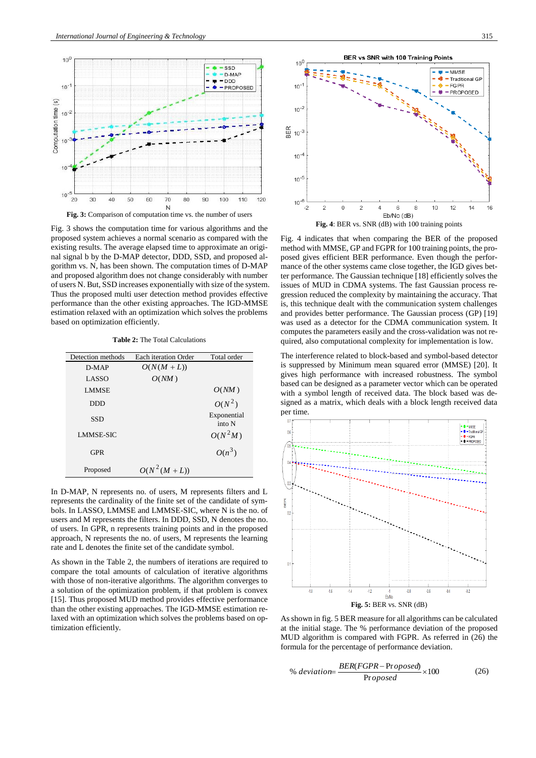Fig. 3: Comparison of computation time vs. the number of users

Fig. 3 shows the computation time for various algorithms and the proposed system achieves a normal scenario as compared with the existing results. The average elapsed time to approximate an original signal b by the D-MAP detector, DDD, SSD, and proposed algorithm vs. N, has been shown. The computation times of D-MAP and proposed algorithm does not change considerably with number of users N. But, SSD increases exponentially with size of the system. Thus the proposed multi user detection method provides effective performance than the other existing approaches. The IGD-MMSE estimation relaxed with an optimization which solves the problems based on optimization efficiently.

**Table 2:** The Total Calculations

| Detection methods | Each iteration Order | Total order |
|---|---|---|
| D-MAP | $O(N(M+L))$ | |
| LASSO | $O(NM)$ | |
| LMMSE | | $O(NM)$ |
| DDD | | $O(N^2)$ |
| SSD | | Exponential into N |
| LMMSE-SIC | | $O(N^2M)$ |
| GPR | | $O(n^3)$ |
| Proposed | $O(N^2(M+L))$ | |

In D-MAP, N represents no. of users, M represents filters and L represents the cardinality of the finite set of the candidate of symbols. In LASSO, LMMSE and LMMSE-SIC, where N is the no. of users and M represents the filters. In DDD, SSD, N denotes the no. of users. In GPR, n represents training points and in the proposed approach, N represents the no. of users, M represents the learning rate and L denotes the finite set of the candidate symbol.

As shown in the Table 2, the numbers of iterations are required to compare the total amounts of calculation of iterative algorithms with those of non-iterative algorithms. The algorithm converges to a solution of the optimization problem, if that problem is convex [15]. Thus proposed MUD method provides effective performance than the other existing approaches. The IGD-MMSE estimation relaxed with an optimization which solves the problems based on optimization efficiently.

**Fig. 4**: BER vs. SNR (dB) with 100 training points

Fig. 4 indicates that when comparing the BER of the proposed method with MMSE, GP and FGPR for 100 training points, the proposed gives efficient BER performance. Even though the performance of the other systems came close together, the IGD gives better performance. The Gaussian technique [18] efficiently solves the issues of MUD in CDMA systems. The fast Gaussian process regression reduced the complexity by maintaining the accuracy. That is, this technique dealt with the communication system challenges and provides better performance. The Gaussian process (GP) [19] was used as a detector for the CDMA communication system. It computes the parameters easily and the cross-validation was not required, also computational complexity for implementation is low.

The interference related to block-based and symbol-based detector is suppressed by Minimum mean squared error (MMSE) [20]. It gives high performance with increased robustness. The symbol based can be designed as a parameter vector which can be operated with a symbol length of received data. The block based was designed as a matrix, which deals with a block length received data per time.

**Fig. 5:** BER vs. SNR (dB)

As shown in fig. 5 BER measure for all algorithms can be calculated at the initial stage. The % performance deviation of the proposed MUD algorithm is compared with FGPR. As referred in (26) the formula for the percentage of performance deviation.

$$\%\ deviation = \frac{BER(FGPR - Proposed)}{Proposed} \times 100 \qquad (26)$$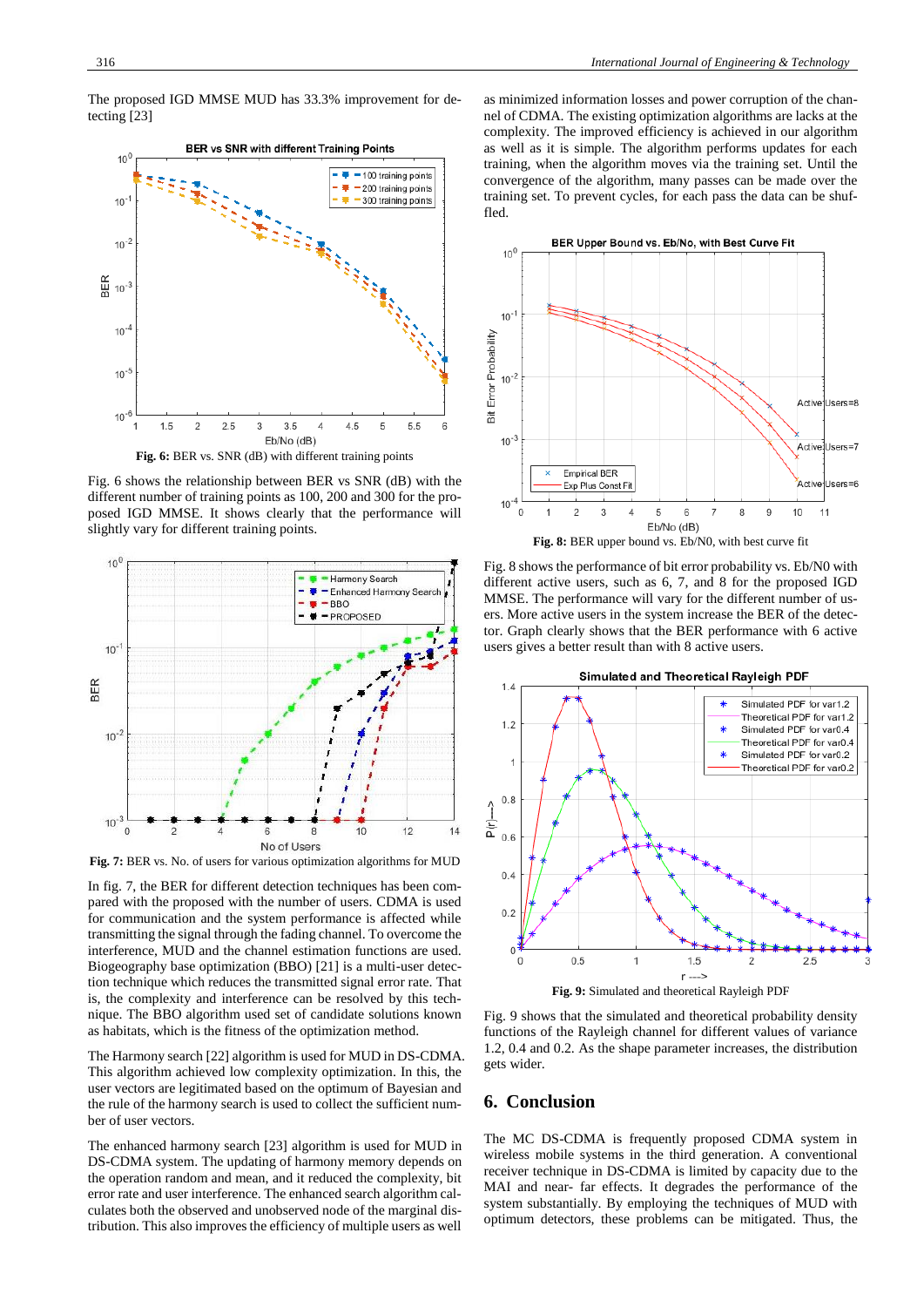The proposed IGD MMSE MUD has 33.3% improvement for detecting [23]

**Fig. 6:** BER vs. SNR (dB) with different training points

Fig. 6 shows the relationship between BER vs SNR (dB) with the different number of training points as 100, 200 and 300 for the proposed IGD MMSE. It shows clearly that the performance will slightly vary for different training points.

**Fig. 7:** BER vs. No. of users for various optimization algorithms for MUD

In fig. 7, the BER for different detection techniques has been compared with the proposed with the number of users. CDMA is used for communication and the system performance is affected while transmitting the signal through the fading channel. To overcome the interference, MUD and the channel estimation functions are used. Biogeography base optimization (BBO) [21] is a multi-user detection technique which reduces the transmitted signal error rate. That is, the complexity and interference can be resolved by this technique. The BBO algorithm used set of candidate solutions known as habitats, which is the fitness of the optimization method.

The Harmony search [22] algorithm is used for MUD in DS-CDMA. This algorithm achieved low complexity optimization. In this, the user vectors are legitimated based on the optimum of Bayesian and the rule of the harmony search is used to collect the sufficient number of user vectors.

The enhanced harmony search [23] algorithm is used for MUD in DS-CDMA system. The updating of harmony memory depends on the operation random and mean, and it reduced the complexity, bit error rate and user interference. The enhanced search algorithm calculates both the observed and unobserved node of the marginal distribution. This also improves the efficiency of multiple users as well as minimized information losses and power corruption of the channel of CDMA. The existing optimization algorithms are lacks at the complexity. The improved efficiency is achieved in our algorithm as well as it is simple. The algorithm performs updates for each training, when the algorithm moves via the training set. Until the convergence of the algorithm, many passes can be made over the training set. To prevent cycles, for each pass the data can be shuffled.

**Fig. 8:** BER upper bound vs. Eb/N0, with best curve fit

Fig. 8 shows the performance of bit error probability vs. Eb/N0 with different active users, such as 6, 7, and 8 for the proposed IGD MMSE. The performance will vary for the different number of users. More active users in the system increase the BER of the detector. Graph clearly shows that the BER performance with 6 active users gives a better result than with 8 active users.

**Fig. 9:** Simulated and theoretical Rayleigh PDF

Fig. 9 shows that the simulated and theoretical probability density functions of the Rayleigh channel for different values of variance 1.2, 0.4 and 0.2. As the shape parameter increases, the distribution gets wider.

## 6. Conclusion

The MC DS-CDMA is frequently proposed CDMA system in wireless mobile systems in the third generation. A conventional receiver technique in DS-CDMA is limited by capacity due to the MAI and near- far effects. It degrades the performance of the system substantially. By employing the techniques of MUD with optimum detectors, these problems can be mitigated. Thus, the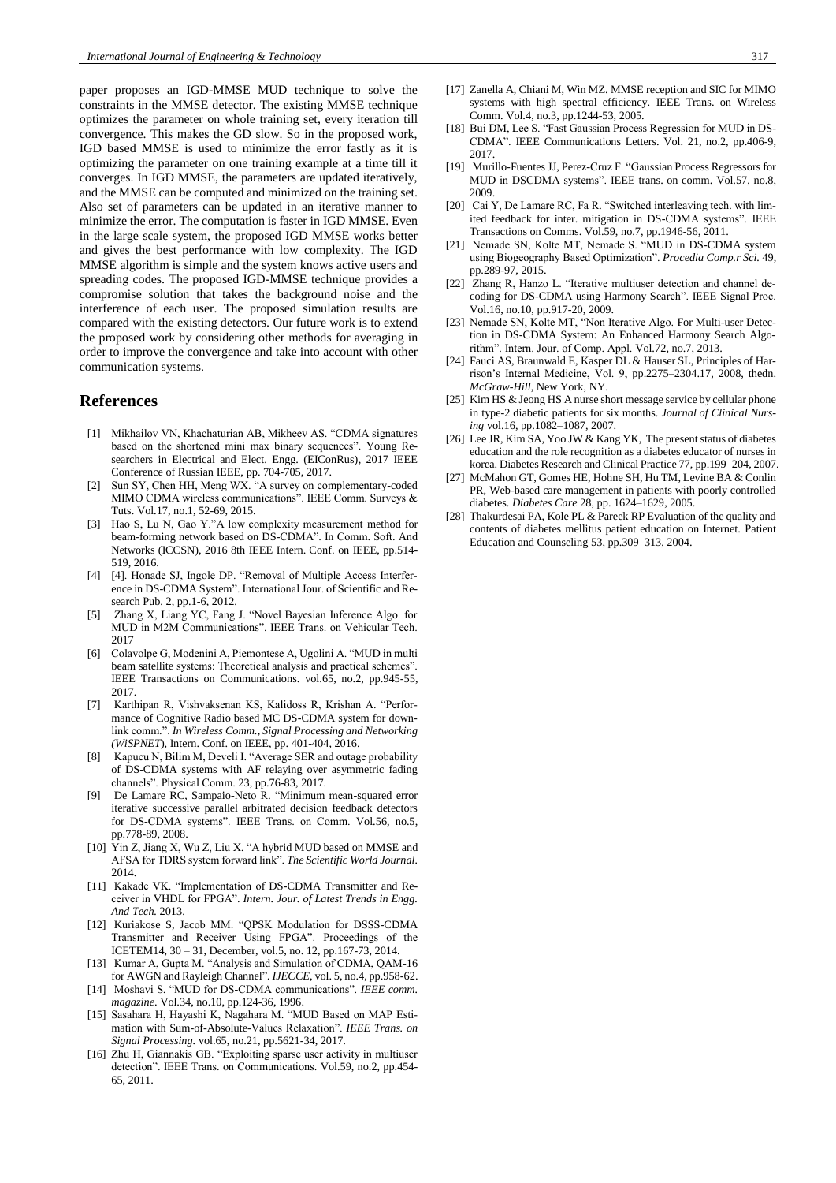paper proposes an IGD-MMSE MUD technique to solve the constraints in the MMSE detector. The existing MMSE technique optimizes the parameter on whole training set, every iteration till convergence. This makes the GD slow. So in the proposed work, IGD based MMSE is used to minimize the error fastly as it is optimizing the parameter on one training example at a time till it converges. In IGD MMSE, the parameters are updated iteratively, and the MMSE can be computed and minimized on the training set. Also set of parameters can be updated in an iterative manner to minimize the error. The computation is faster in IGD MMSE. Even in the large scale system, the proposed IGD MMSE works better and gives the best performance with low complexity. The IGD MMSE algorithm is simple and the system knows active users and spreading codes. The proposed IGD-MMSE technique provides a compromise solution that takes the background noise and the interference of each user. The proposed simulation results are compared with the existing detectors. Our future work is to extend the proposed work by considering other methods for averaging in order to improve the convergence and take into account with other communication systems.

## References

[1] Mikhailov VN, Khachaturian AB, Mikheev AS. "CDMA signatures based on the shortened mini max binary sequences". Young Researchers in Electrical and Elect. Engg. (EIConRus), 2017 IEEE Conference of Russian IEEE, pp. 704-705, 2017.

[2] Sun SY, Chen HH, Meng WX. "A survey on complementary-coded MIMO CDMA wireless communications". IEEE Comm. Surveys & Tuts. Vol.17, no.1, 52-69, 2015.

[3] Hao S, Lu N, Gao Y."A low complexity measurement method for beam-forming network based on DS-CDMA". In Comm. Soft. And Networks (ICCSN), 2016 8th IEEE Intern. Conf. on IEEE, pp.514-519, 2016.

[4] [4]. Honade SJ, Ingole DP. "Removal of Multiple Access Interference in DS-CDMA System". International Jour. of Scientific and Research Pub. 2, pp.1-6, 2012.

[5] Zhang X, Liang YC, Fang J. "Novel Bayesian Inference Algo. for MUD in M2M Communications". IEEE Trans. on Vehicular Tech. 2017

[6] Colavolpe G, Modenini A, Piemontese A, Ugolini A. "MUD in multi beam satellite systems: Theoretical analysis and practical schemes". IEEE Transactions on Communications. vol.65, no.2, pp.945-55, 2017.

[7] Karthipan R, Vishvaksenan KS, Kalidoss R, Krishan A. "Performance of Cognitive Radio based MC DS-CDMA system for downlink comm.". *In Wireless Comm., Signal Processing and Networking (WiSPNET*), Intern. Conf. on IEEE, pp. 401-404, 2016.

[8] Kapucu N, Bilim M, Develi I. "Average SER and outage probability of DS-CDMA systems with AF relaying over asymmetric fading channels". Physical Comm. 23, pp.76-83, 2017.

[9] De Lamare RC, Sampaio-Neto R. "Minimum mean-squared error iterative successive parallel arbitrated decision feedback detectors for DS-CDMA systems". IEEE Trans. on Comm. Vol.56, no.5, pp.778-89, 2008.

[10] Yin Z, Jiang X, Wu Z, Liu X. "A hybrid MUD based on MMSE and AFSA for TDRS system forward link". *The Scientific World Journal*. 2014.

[11] Kakade VK. "Implementation of DS-CDMA Transmitter and Receiver in VHDL for FPGA". *Intern. Jour. of Latest Trends in Engg. And Tech.* 2013.

[12] Kuriakose S, Jacob MM. "QPSK Modulation for DSSS-CDMA Transmitter and Receiver Using FPGA". Proceedings of the ICETEM14, 30 – 31, December, vol.5, no. 12, pp.167-73, 2014.

[13] Kumar A, Gupta M. "Analysis and Simulation of CDMA, QAM-16 for AWGN and Rayleigh Channel". *IJECCE*, vol. 5, no.4, pp.958-62.

[14] Moshavi S. "MUD for DS-CDMA communications". *IEEE comm. magazine*. Vol.34, no.10, pp.124-36, 1996.

[15] Sasahara H, Hayashi K, Nagahara M. "MUD Based on MAP Estimation with Sum-of-Absolute-Values Relaxation". *IEEE Trans. on Signal Processing.* vol.65, no.21, pp.5621-34, 2017.

[16] Zhu H, Giannakis GB. "Exploiting sparse user activity in multiuser detection". IEEE Trans. on Communications. Vol.59, no.2, pp.454-65, 2011.

[17] Zanella A, Chiani M, Win MZ. MMSE reception and SIC for MIMO systems with high spectral efficiency. IEEE Trans. on Wireless Comm. Vol.4, no.3, pp.1244-53, 2005.

[18] Bui DM, Lee S. "Fast Gaussian Process Regression for MUD in DS-CDMA". IEEE Communications Letters. Vol. 21, no.2, pp.406-9, 2017.

[19] Murillo-Fuentes JJ, Perez-Cruz F. "Gaussian Process Regressors for MUD in DSCDMA systems". IEEE trans. on comm. Vol.57, no.8, 2009.

[20] Cai Y, De Lamare RC, Fa R. "Switched interleaving tech. with limited feedback for inter. mitigation in DS-CDMA systems". IEEE Transactions on Comms. Vol.59, no.7, pp.1946-56, 2011.

[21] Nemade SN, Kolte MT, Nemade S. "MUD in DS-CDMA system using Biogeography Based Optimization". *Procedia Comp.r Sci.* 49, pp.289-97, 2015.

[22] Zhang R, Hanzo L. "Iterative multiuser detection and channel decoding for DS-CDMA using Harmony Search". IEEE Signal Proc. Vol.16, no.10, pp.917-20, 2009.

[23] Nemade SN, Kolte MT, "Non Iterative Algo. For Multi-user Detection in DS-CDMA System: An Enhanced Harmony Search Algorithm". Intern. Jour. of Comp. Appl. Vol.72, no.7, 2013.

[24] Fauci AS, Braunwald E, Kasper DL & Hauser SL, Principles of Harrison's Internal Medicine, Vol. 9, pp.2275–2304.17, 2008, thedn. *McGraw-Hill*, New York, NY.

[25] Kim HS & Jeong HS A nurse short message service by cellular phone in type-2 diabetic patients for six months. *Journal of Clinical Nursing* vol.16, pp.1082–1087, 2007.

[26] Lee JR, Kim SA, Yoo JW & Kang YK, The present status of diabetes education and the role recognition as a diabetes educator of nurses in korea. Diabetes Research and Clinical Practice 77, pp.199–204, 2007.

[27] McMahon GT, Gomes HE, Hohne SH, Hu TM, Levine BA & Conlin PR, Web-based care management in patients with poorly controlled diabetes. *Diabetes Care* 28, pp. 1624–1629, 2005.

[28] Thakurdesai PA, Kole PL & Pareek RP Evaluation of the quality and contents of diabetes mellitus patient education on Internet. Patient Education and Counseling 53, pp.309–313, 2004.